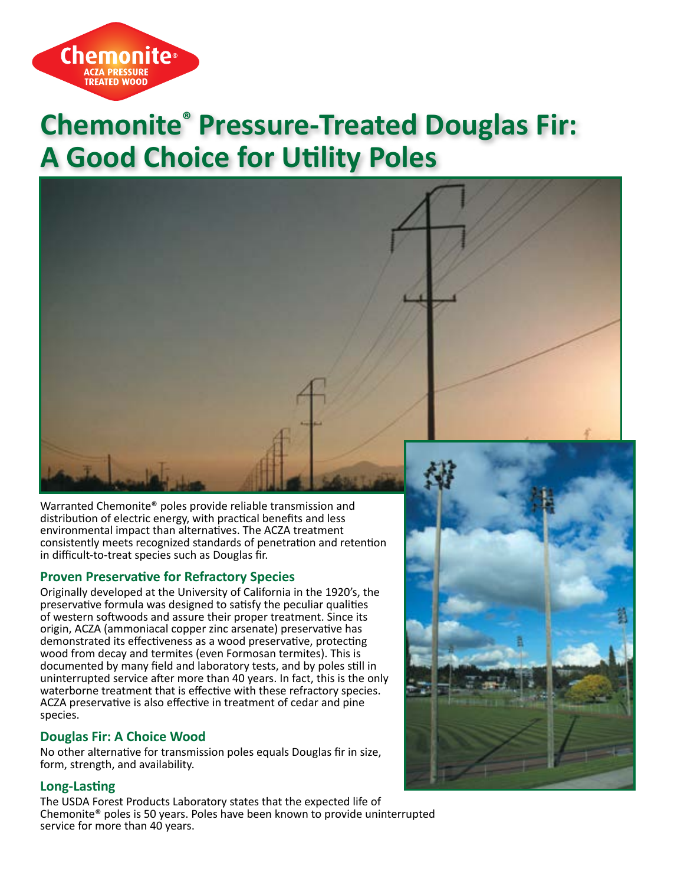Chemonite®
ACZA PRESSURE TREATED WOOD

# Chemonite® Pressure-Treated Douglas Fir: A Good Choice for Utility Poles

Warranted Chemonite® poles provide reliable transmission and distribution of electric energy, with practical benefits and less environmental impact than alternatives. The ACZA treatment consistently meets recognized standards of penetration and retention in difficult-to-treat species such as Douglas fir.

## Proven Preservative for Refractory Species

Originally developed at the University of California in the 1920's, the preservative formula was designed to satisfy the peculiar qualities of western softwoods and assure their proper treatment. Since its origin, ACZA (ammoniacal copper zinc arsenate) preservative has demonstrated its effectiveness as a wood preservative, protecting wood from decay and termites (even Formosan termites). This is documented by many field and laboratory tests, and by poles still in uninterrupted service after more than 40 years. In fact, this is the only waterborne treatment that is effective with these refractory species. ACZA preservative is also effective in treatment of cedar and pine species.

## Douglas Fir: A Choice Wood

No other alternative for transmission poles equals Douglas fir in size, form, strength, and availability.

## Long-Lasting

The USDA Forest Products Laboratory states that the expected life of Chemonite® poles is 50 years. Poles have been known to provide uninterrupted service for more than 40 years.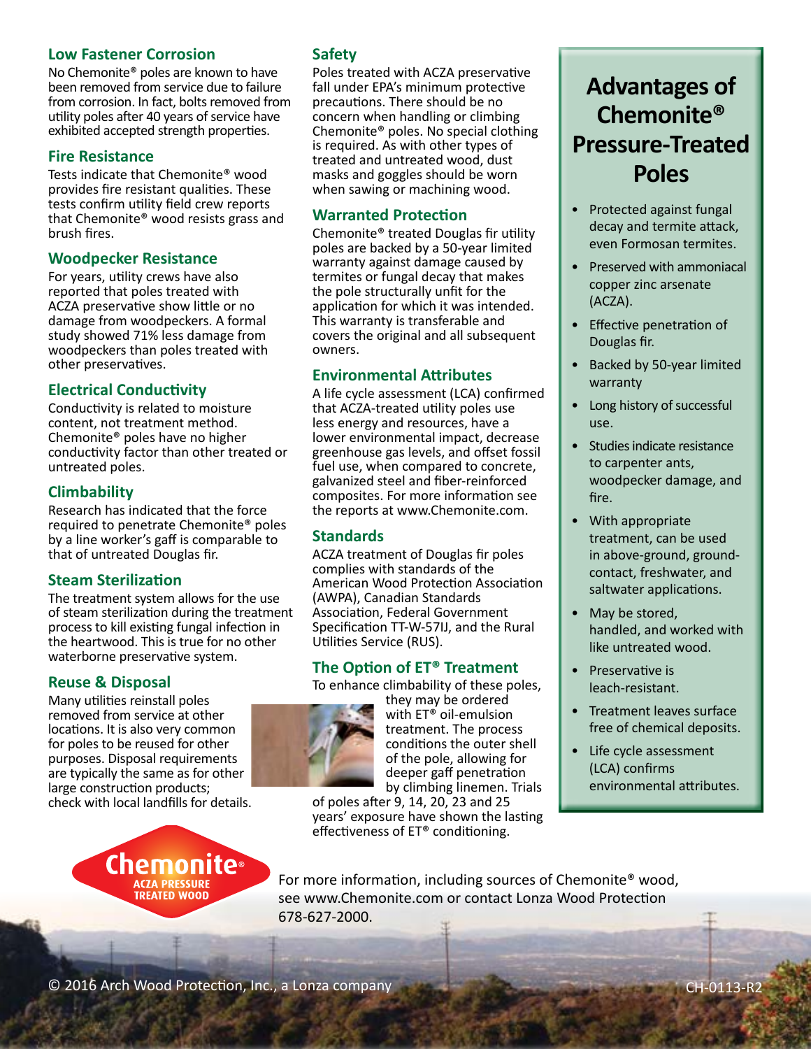## Low Fastener Corrosion

No Chemonite® poles are known to have been removed from service due to failure from corrosion. In fact, bolts removed from utility poles after 40 years of service have exhibited accepted strength properties.

## Fire Resistance

Tests indicate that Chemonite® wood provides fire resistant qualities. These tests confirm utility field crew reports that Chemonite® wood resists grass and brush fires.

## Woodpecker Resistance

For years, utility crews have also reported that poles treated with ACZA preservative show little or no damage from woodpeckers. A formal study showed 71% less damage from woodpeckers than poles treated with other preservatives.

## Electrical Conductivity

Conductivity is related to moisture content, not treatment method. Chemonite® poles have no higher conductivity factor than other treated or untreated poles.

## Climbability

Research has indicated that the force required to penetrate Chemonite® poles by a line worker's gaff is comparable to that of untreated Douglas fir.

## Steam Sterilization

The treatment system allows for the use of steam sterilization during the treatment process to kill existing fungal infection in the heartwood. This is true for no other waterborne preservative system.

## Reuse & Disposal

Many utilities reinstall poles removed from service at other locations. It is also very common for poles to be reused for other purposes. Disposal requirements are typically the same as for other large construction products; check with local landfills for details.

## Safety

Poles treated with ACZA preservative fall under EPA's minimum protective precautions. There should be no concern when handling or climbing Chemonite® poles. No special clothing is required. As with other types of treated and untreated wood, dust masks and goggles should be worn when sawing or machining wood.

## Warranted Protection

Chemonite® treated Douglas fir utility poles are backed by a 50-year limited warranty against damage caused by termites or fungal decay that makes the pole structurally unfit for the application for which it was intended. This warranty is transferable and covers the original and all subsequent owners.

## Environmental Attributes

A life cycle assessment (LCA) confirmed that ACZA-treated utility poles use less energy and resources, have a lower environmental impact, decrease greenhouse gas levels, and offset fossil fuel use, when compared to concrete, galvanized steel and fiber-reinforced composites. For more information see the reports at www.Chemonite.com.

## Standards

ACZA treatment of Douglas fir poles complies with standards of the American Wood Protection Association (AWPA), Canadian Standards Association, Federal Government Specification TT-W-571J, and the Rural Utilities Service (RUS).

## The Option of ET® Treatment

To enhance climbability of these poles, they may be ordered with ET® oil-emulsion treatment. The process conditions the outer shell of the pole, allowing for deeper gaff penetration by climbing linemen. Trials of poles after 9, 14, 20, 23 and 25 years' exposure have shown the lasting effectiveness of ET® conditioning.

# Advantages of Chemonite® Pressure-Treated Poles

- Protected against fungal decay and termite attack, even Formosan termites.
- Preserved with ammoniacal copper zinc arsenate (ACZA).
- Effective penetration of Douglas fir.
- Backed by 50-year limited warranty
- Long history of successful use.
- Studies indicate resistance to carpenter ants, woodpecker damage, and fire.
- With appropriate treatment, can be used in above-ground, ground-contact, freshwater, and saltwater applications.
- May be stored, handled, and worked with like untreated wood.
- Preservative is leach-resistant.
- Treatment leaves surface free of chemical deposits.
- Life cycle assessment (LCA) confirms environmental attributes.

Chemonite® ACZA PRESSURE TREATED WOOD

For more information, including sources of Chemonite® wood, see www.Chemonite.com or contact Lonza Wood Protection 678-627-2000.

© 2016 Arch Wood Protection, Inc., a Lonza company

CH-0113-R2